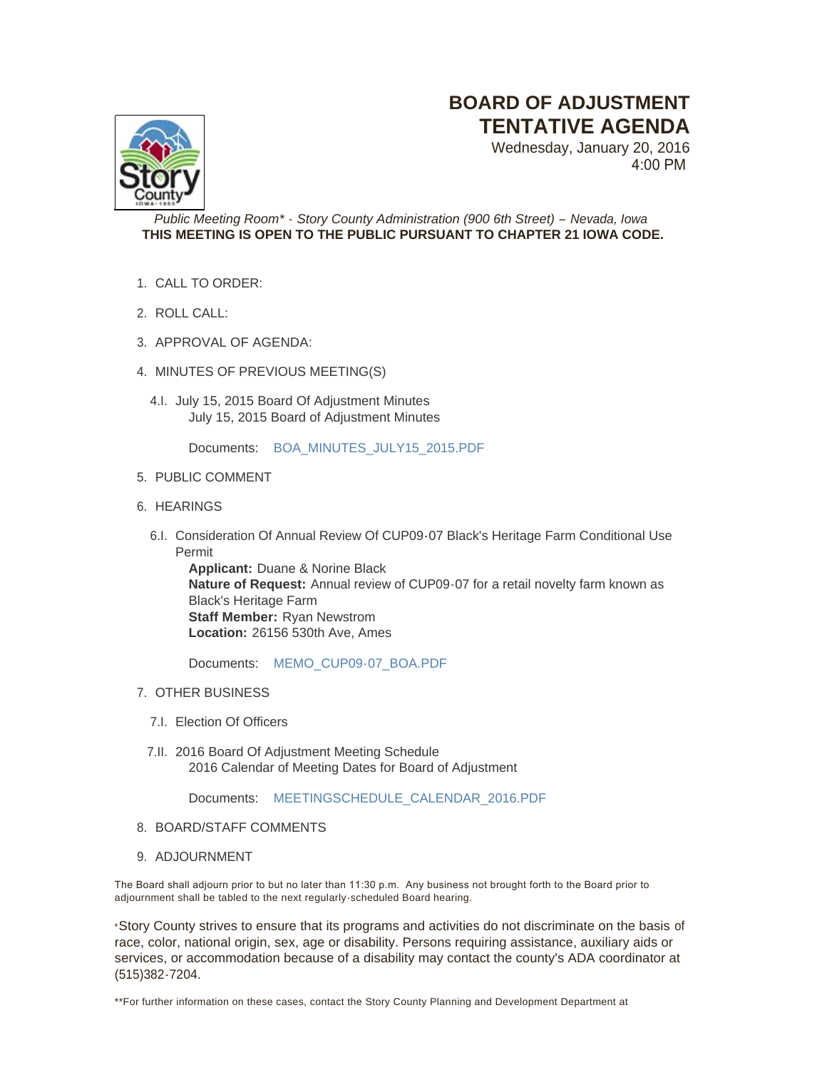# BOARD OF ADJUSTMENT TENTATIVE AGENDA

Wednesday, January 20, 2016
4:00 PM

*Public Meeting Room\* - Story County Administration (900 6th Street) – Nevada, Iowa*
**THIS MEETING IS OPEN TO THE PUBLIC PURSUANT TO CHAPTER 21 IOWA CODE.**

1. CALL TO ORDER:
2. ROLL CALL:
3. APPROVAL OF AGENDA:
4. MINUTES OF PREVIOUS MEETING(S)

   4.I. July 15, 2015 Board Of Adjustment Minutes
   July 15, 2015 Board of Adjustment Minutes

   Documents: BOA_MINUTES_JULY15_2015.PDF

5. PUBLIC COMMENT
6. HEARINGS

   6.I. Consideration Of Annual Review Of CUP09-07 Black's Heritage Farm Conditional Use Permit
   **Applicant:** Duane & Norine Black
   **Nature of Request:** Annual review of CUP09-07 for a retail novelty farm known as Black's Heritage Farm
   **Staff Member:** Ryan Newstrom
   **Location:** 26156 530th Ave, Ames

   Documents: MEMO_CUP09-07_BOA.PDF

7. OTHER BUSINESS

   7.I. Election Of Officers

   7.II. 2016 Board Of Adjustment Meeting Schedule
   2016 Calendar of Meeting Dates for Board of Adjustment

   Documents: MEETINGSCHEDULE_CALENDAR_2016.PDF

8. BOARD/STAFF COMMENTS
9. ADJOURNMENT

The Board shall adjourn prior to but no later than 11:30 p.m. Any business not brought forth to the Board prior to adjournment shall be tabled to the next regularly-scheduled Board hearing.

\*Story County strives to ensure that its programs and activities do not discriminate on the basis of race, color, national origin, sex, age or disability. Persons requiring assistance, auxiliary aids or services, or accommodation because of a disability may contact the county's ADA coordinator at (515)382-7204.

\*\*For further information on these cases, contact the Story County Planning and Development Department at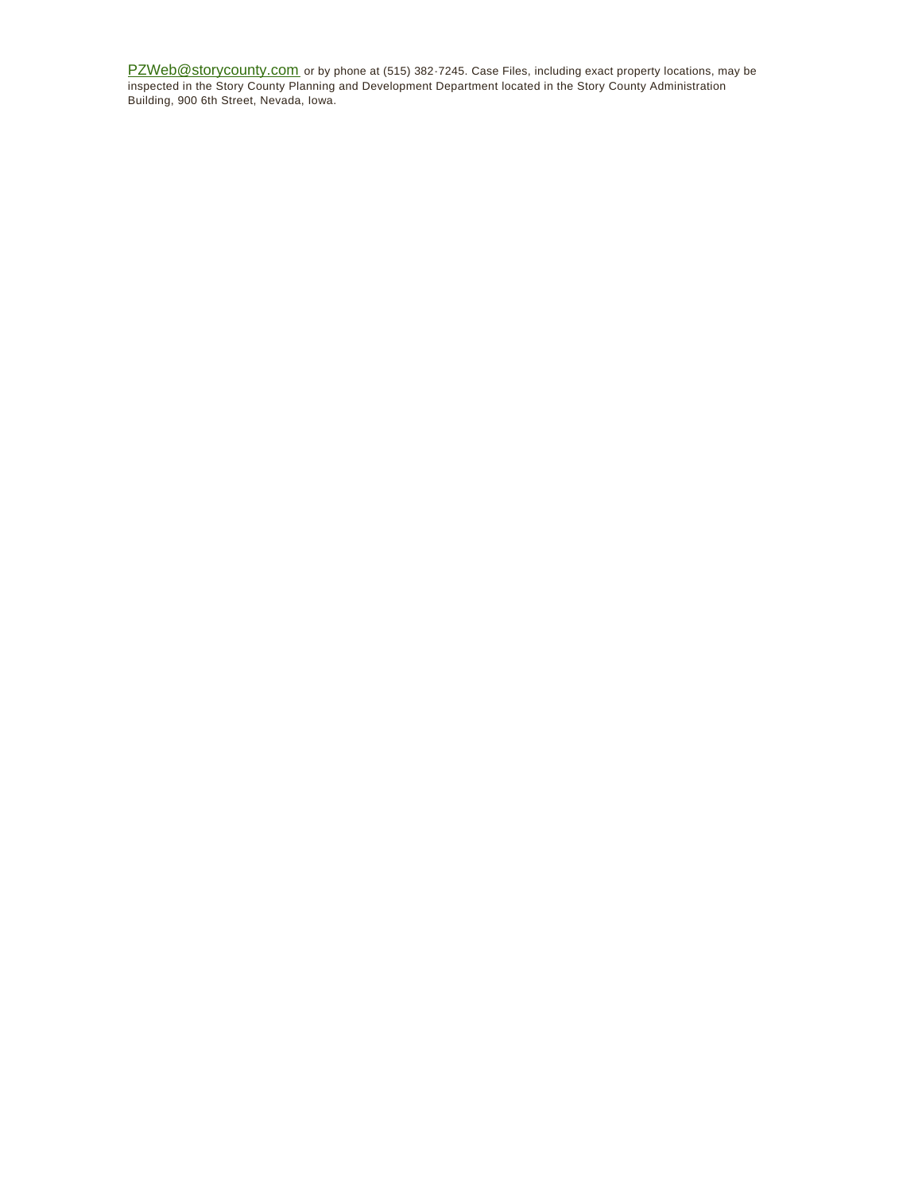PZWeb@storycounty.com or by phone at (515) 382-7245. Case Files, including exact property locations, may be inspected in the Story County Planning and Development Department located in the Story County Administration Building, 900 6th Street, Nevada, Iowa.